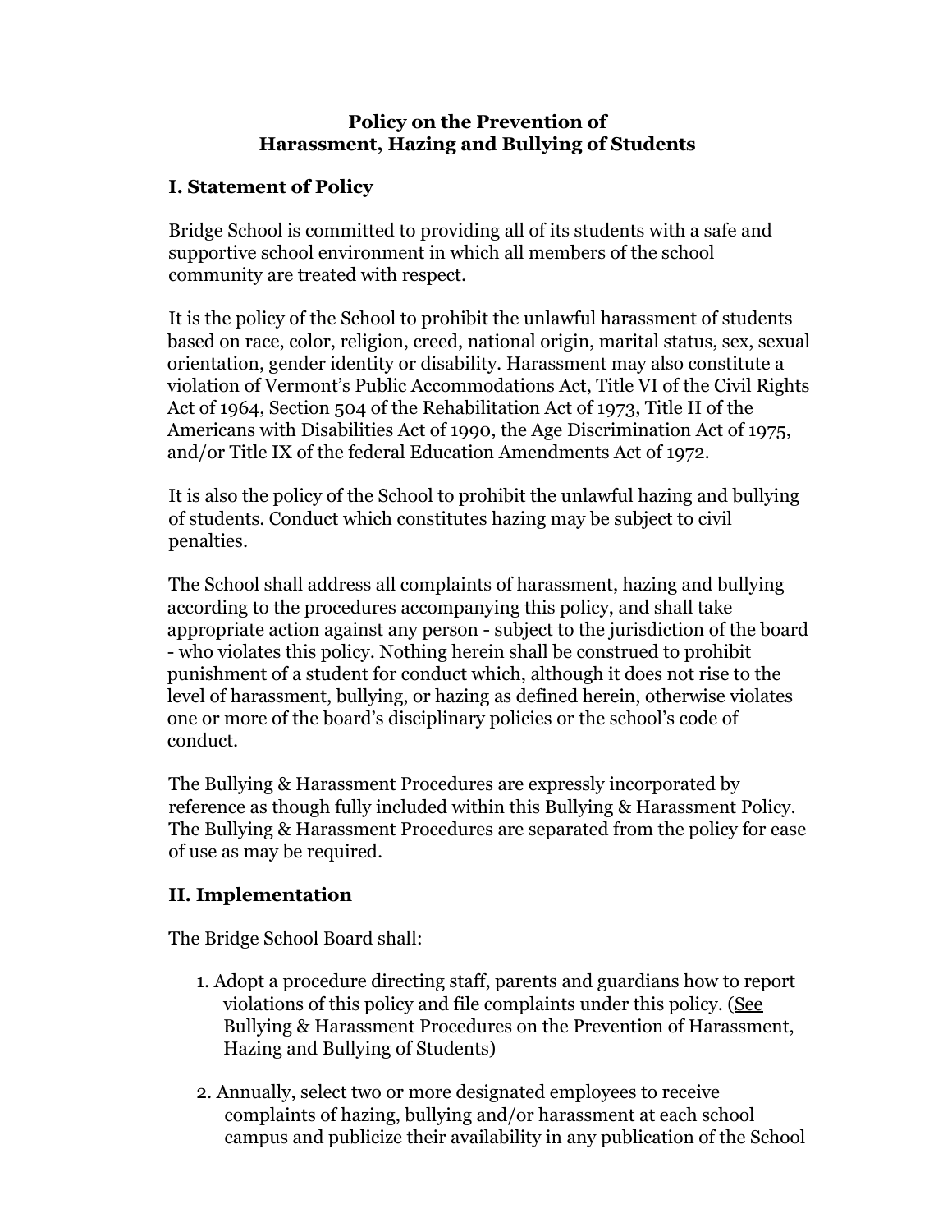# Policy on the Prevention of Harassment, Hazing and Bullying of Students

## I. Statement of Policy

Bridge School is committed to providing all of its students with a safe and supportive school environment in which all members of the school community are treated with respect.

It is the policy of the School to prohibit the unlawful harassment of students based on race, color, religion, creed, national origin, marital status, sex, sexual orientation, gender identity or disability. Harassment may also constitute a violation of Vermont's Public Accommodations Act, Title VI of the Civil Rights Act of 1964, Section 504 of the Rehabilitation Act of 1973, Title II of the Americans with Disabilities Act of 1990, the Age Discrimination Act of 1975, and/or Title IX of the federal Education Amendments Act of 1972.

It is also the policy of the School to prohibit the unlawful hazing and bullying of students. Conduct which constitutes hazing may be subject to civil penalties.

The School shall address all complaints of harassment, hazing and bullying according to the procedures accompanying this policy, and shall take appropriate action against any person - subject to the jurisdiction of the board - who violates this policy. Nothing herein shall be construed to prohibit punishment of a student for conduct which, although it does not rise to the level of harassment, bullying, or hazing as defined herein, otherwise violates one or more of the board's disciplinary policies or the school's code of conduct.

The Bullying & Harassment Procedures are expressly incorporated by reference as though fully included within this Bullying & Harassment Policy. The Bullying & Harassment Procedures are separated from the policy for ease of use as may be required.

## II. Implementation

The Bridge School Board shall:

1. Adopt a procedure directing staff, parents and guardians how to report violations of this policy and file complaints under this policy. (See Bullying & Harassment Procedures on the Prevention of Harassment, Hazing and Bullying of Students)

2. Annually, select two or more designated employees to receive complaints of hazing, bullying and/or harassment at each school campus and publicize their availability in any publication of the School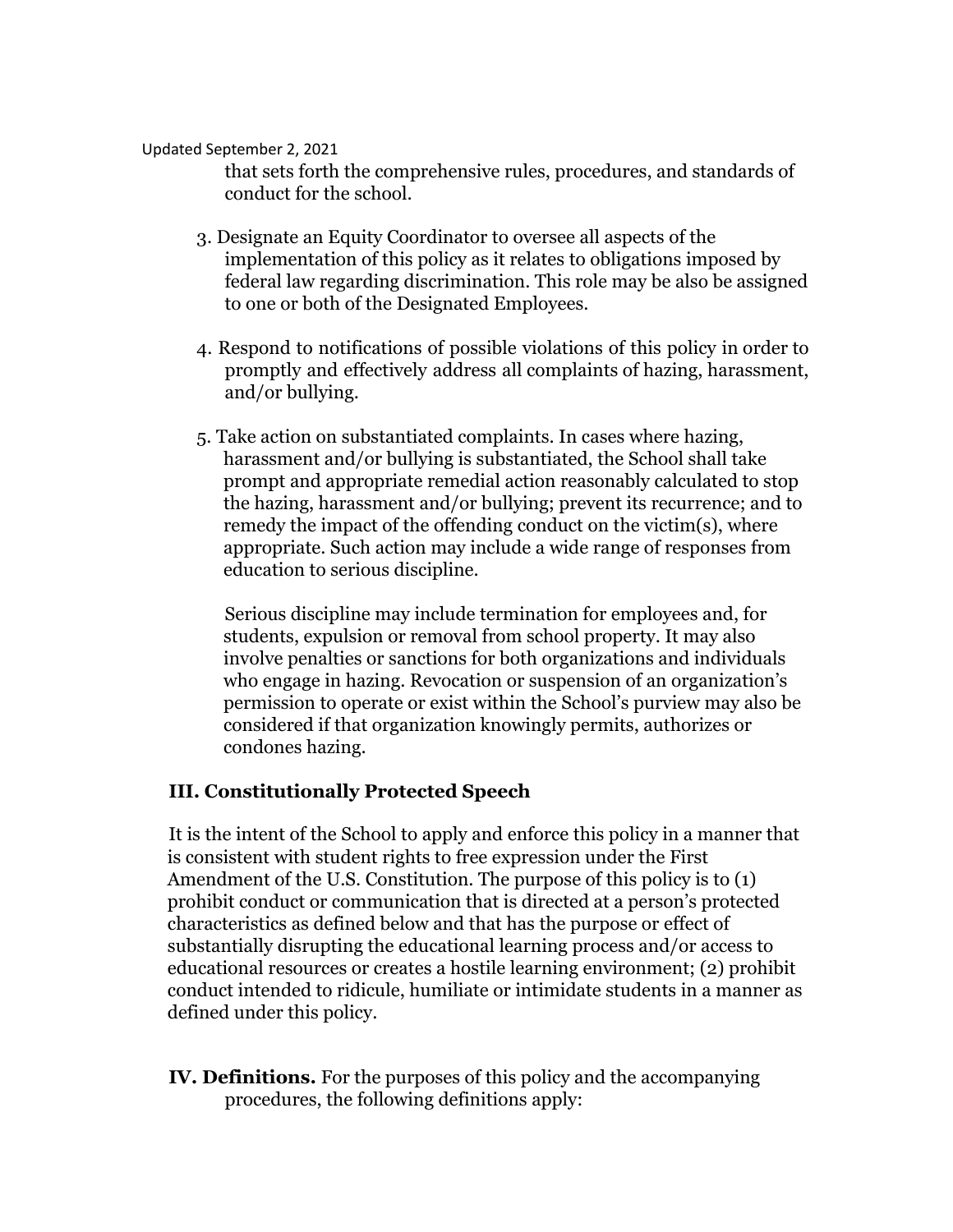that sets forth the comprehensive rules, procedures, and standards of conduct for the school.

3. Designate an Equity Coordinator to oversee all aspects of the implementation of this policy as it relates to obligations imposed by federal law regarding discrimination. This role may be also be assigned to one or both of the Designated Employees.

4. Respond to notifications of possible violations of this policy in order to promptly and effectively address all complaints of hazing, harassment, and/or bullying.

5. Take action on substantiated complaints. In cases where hazing, harassment and/or bullying is substantiated, the School shall take prompt and appropriate remedial action reasonably calculated to stop the hazing, harassment and/or bullying; prevent its recurrence; and to remedy the impact of the offending conduct on the victim(s), where appropriate. Such action may include a wide range of responses from education to serious discipline.

   Serious discipline may include termination for employees and, for students, expulsion or removal from school property. It may also involve penalties or sanctions for both organizations and individuals who engage in hazing. Revocation or suspension of an organization's permission to operate or exist within the School's purview may also be considered if that organization knowingly permits, authorizes or condones hazing.

## III. Constitutionally Protected Speech

It is the intent of the School to apply and enforce this policy in a manner that is consistent with student rights to free expression under the First Amendment of the U.S. Constitution. The purpose of this policy is to (1) prohibit conduct or communication that is directed at a person's protected characteristics as defined below and that has the purpose or effect of substantially disrupting the educational learning process and/or access to educational resources or creates a hostile learning environment; (2) prohibit conduct intended to ridicule, humiliate or intimidate students in a manner as defined under this policy.

**IV. Definitions.** For the purposes of this policy and the accompanying procedures, the following definitions apply: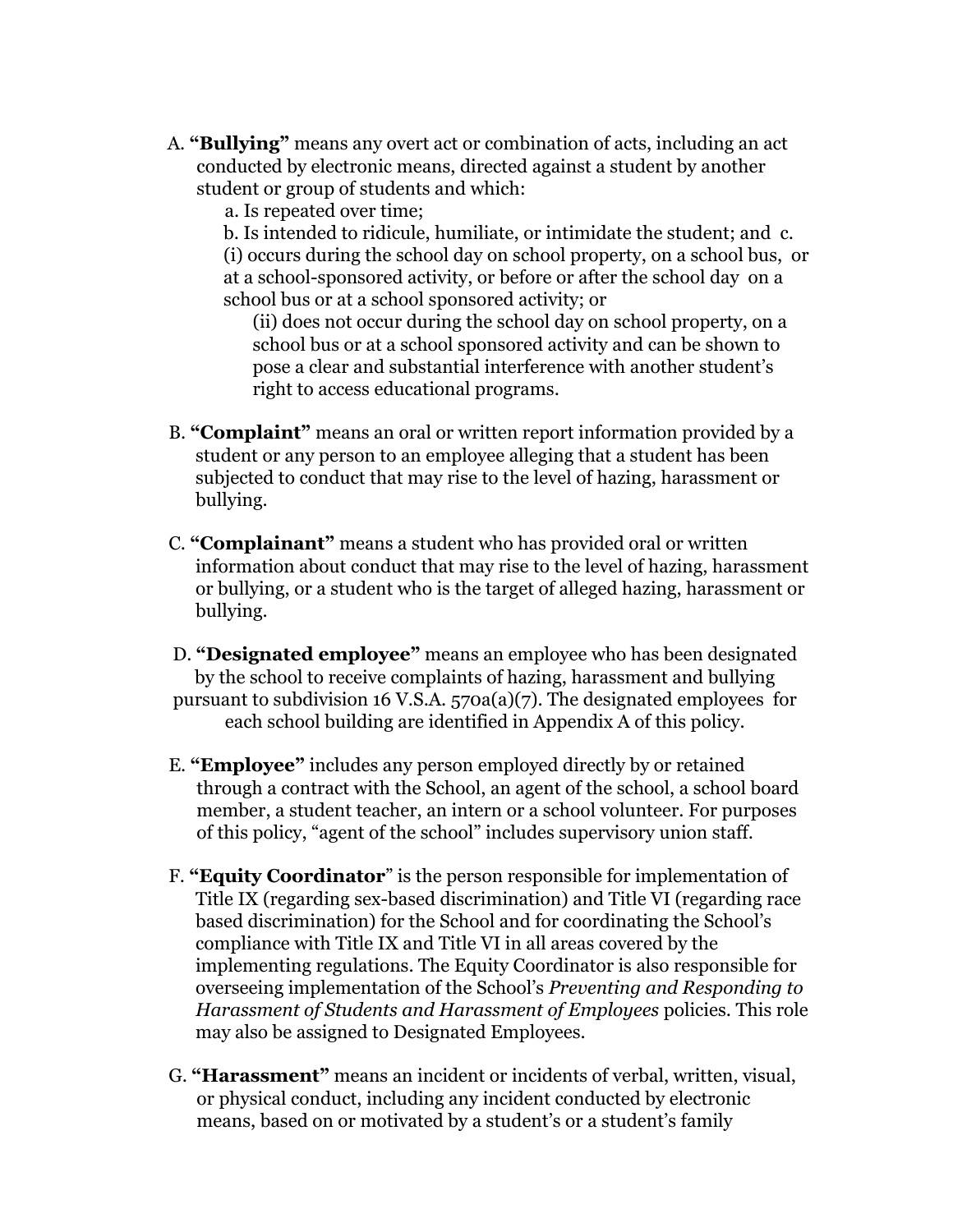A. **"Bullying"** means any overt act or combination of acts, including an act conducted by electronic means, directed against a student by another student or group of students and which:

   a. Is repeated over time;

   b. Is intended to ridicule, humiliate, or intimidate the student; and

   c. (i) occurs during the school day on school property, on a school bus, or at a school-sponsored activity, or before or after the school day on a school bus or at a school sponsored activity; or

      (ii) does not occur during the school day on school property, on a school bus or at a school sponsored activity and can be shown to pose a clear and substantial interference with another student's right to access educational programs.

B. **"Complaint"** means an oral or written report information provided by a student or any person to an employee alleging that a student has been subjected to conduct that may rise to the level of hazing, harassment or bullying.

C. **"Complainant"** means a student who has provided oral or written information about conduct that may rise to the level of hazing, harassment or bullying, or a student who is the target of alleged hazing, harassment or bullying.

D. **"Designated employee"** means an employee who has been designated by the school to receive complaints of hazing, harassment and bullying pursuant to subdivision 16 V.S.A. 570a(a)(7). The designated employees for each school building are identified in Appendix A of this policy.

E. **"Employee"** includes any person employed directly by or retained through a contract with the School, an agent of the school, a school board member, a student teacher, an intern or a school volunteer. For purposes of this policy, "agent of the school" includes supervisory union staff.

F. **"Equity Coordinator"** is the person responsible for implementation of Title IX (regarding sex-based discrimination) and Title VI (regarding race based discrimination) for the School and for coordinating the School's compliance with Title IX and Title VI in all areas covered by the implementing regulations. The Equity Coordinator is also responsible for overseeing implementation of the School's *Preventing and Responding to Harassment of Students and Harassment of Employees* policies. This role may also be assigned to Designated Employees.

G. **"Harassment"** means an incident or incidents of verbal, written, visual, or physical conduct, including any incident conducted by electronic means, based on or motivated by a student's or a student's family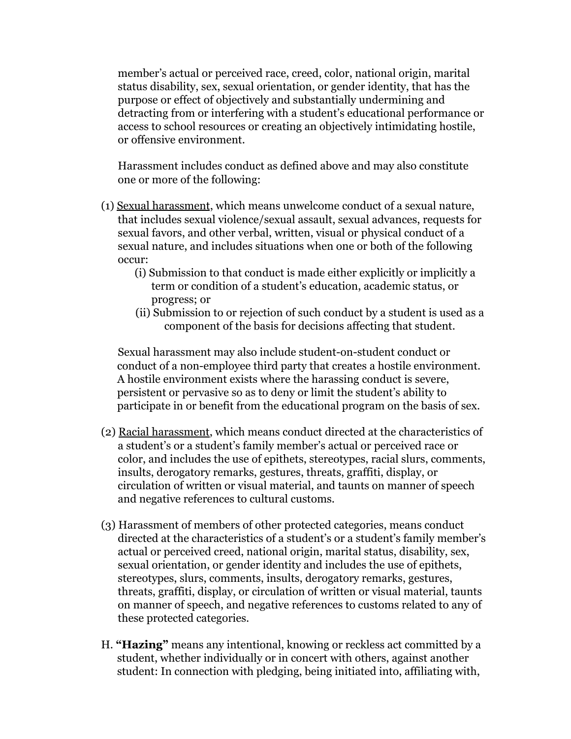member's actual or perceived race, creed, color, national origin, marital status disability, sex, sexual orientation, or gender identity, that has the purpose or effect of objectively and substantially undermining and detracting from or interfering with a student's educational performance or access to school resources or creating an objectively intimidating hostile, or offensive environment.

Harassment includes conduct as defined above and may also constitute one or more of the following:

(1) <u>Sexual harassment</u>, which means unwelcome conduct of a sexual nature, that includes sexual violence/sexual assault, sexual advances, requests for sexual favors, and other verbal, written, visual or physical conduct of a sexual nature, and includes situations when one or both of the following occur:

   (i) Submission to that conduct is made either explicitly or implicitly a term or condition of a student's education, academic status, or progress; or

   (ii) Submission to or rejection of such conduct by a student is used as a component of the basis for decisions affecting that student.

Sexual harassment may also include student-on-student conduct or conduct of a non-employee third party that creates a hostile environment. A hostile environment exists where the harassing conduct is severe, persistent or pervasive so as to deny or limit the student's ability to participate in or benefit from the educational program on the basis of sex.

(2) <u>Racial harassment</u>, which means conduct directed at the characteristics of a student's or a student's family member's actual or perceived race or color, and includes the use of epithets, stereotypes, racial slurs, comments, insults, derogatory remarks, gestures, threats, graffiti, display, or circulation of written or visual material, and taunts on manner of speech and negative references to cultural customs.

(3) Harassment of members of other protected categories, means conduct directed at the characteristics of a student's or a student's family member's actual or perceived creed, national origin, marital status, disability, sex, sexual orientation, or gender identity and includes the use of epithets, stereotypes, slurs, comments, insults, derogatory remarks, gestures, threats, graffiti, display, or circulation of written or visual material, taunts on manner of speech, and negative references to customs related to any of these protected categories.

H. **"Hazing"** means any intentional, knowing or reckless act committed by a student, whether individually or in concert with others, against another student: In connection with pledging, being initiated into, affiliating with,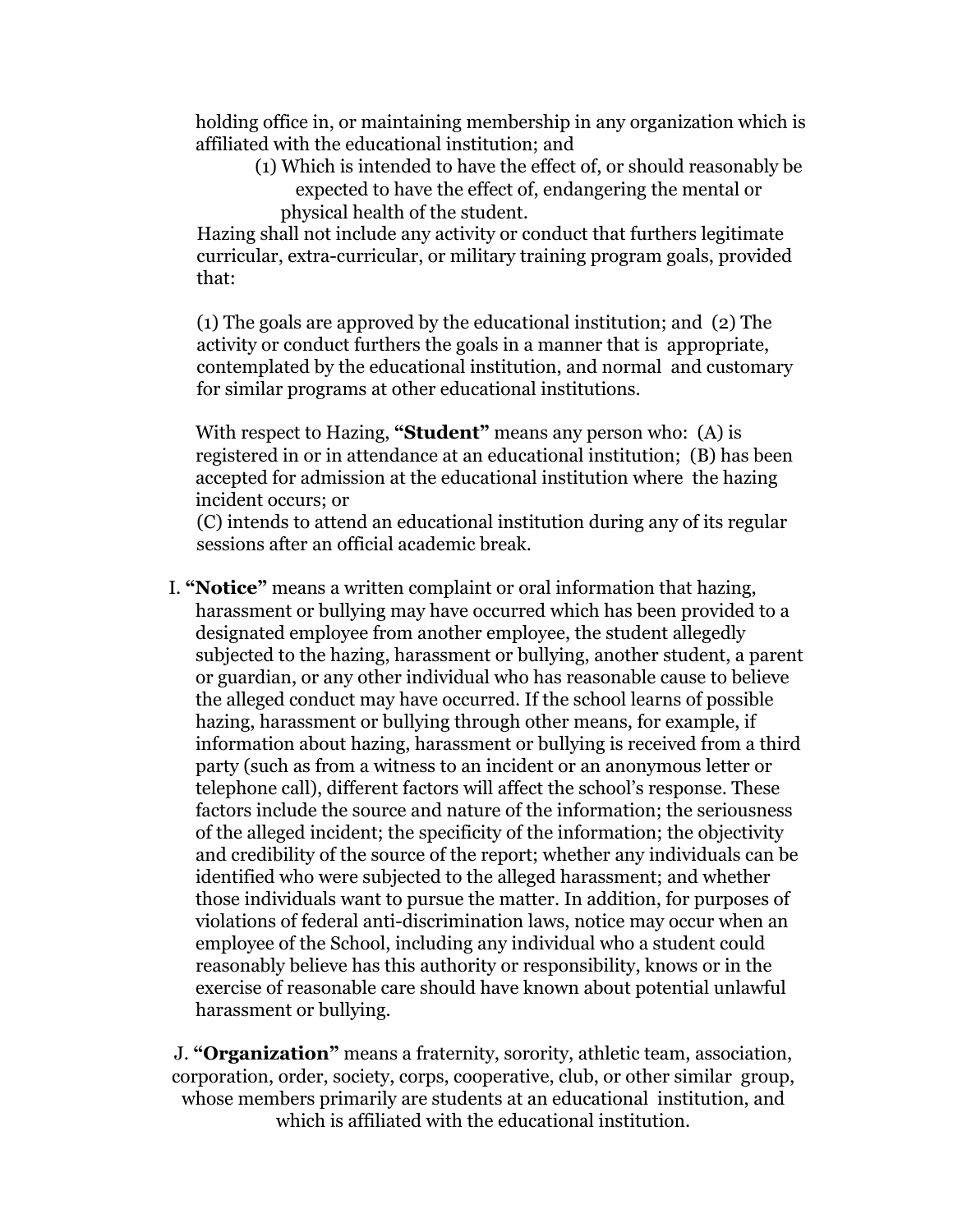holding office in, or maintaining membership in any organization which is affiliated with the educational institution; and

(1) Which is intended to have the effect of, or should reasonably be expected to have the effect of, endangering the mental or physical health of the student.

Hazing shall not include any activity or conduct that furthers legitimate curricular, extra-curricular, or military training program goals, provided that:

(1) The goals are approved by the educational institution; and (2) The activity or conduct furthers the goals in a manner that is appropriate, contemplated by the educational institution, and normal and customary for similar programs at other educational institutions.

With respect to Hazing, **"Student"** means any person who: (A) is registered in or in attendance at an educational institution; (B) has been accepted for admission at the educational institution where the hazing incident occurs; or
(C) intends to attend an educational institution during any of its regular sessions after an official academic break.

I. **"Notice"** means a written complaint or oral information that hazing, harassment or bullying may have occurred which has been provided to a designated employee from another employee, the student allegedly subjected to the hazing, harassment or bullying, another student, a parent or guardian, or any other individual who has reasonable cause to believe the alleged conduct may have occurred. If the school learns of possible hazing, harassment or bullying through other means, for example, if information about hazing, harassment or bullying is received from a third party (such as from a witness to an incident or an anonymous letter or telephone call), different factors will affect the school's response. These factors include the source and nature of the information; the seriousness of the alleged incident; the specificity of the information; the objectivity and credibility of the source of the report; whether any individuals can be identified who were subjected to the alleged harassment; and whether those individuals want to pursue the matter. In addition, for purposes of violations of federal anti-discrimination laws, notice may occur when an employee of the School, including any individual who a student could reasonably believe has this authority or responsibility, knows or in the exercise of reasonable care should have known about potential unlawful harassment or bullying.

J. **"Organization"** means a fraternity, sorority, athletic team, association, corporation, order, society, corps, cooperative, club, or other similar group, whose members primarily are students at an educational institution, and which is affiliated with the educational institution.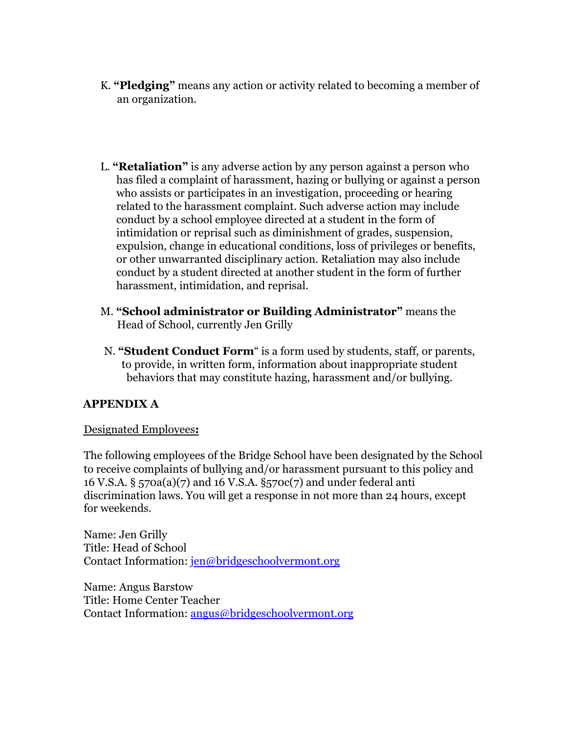K. **"Pledging"** means any action or activity related to becoming a member of an organization.

L. **"Retaliation"** is any adverse action by any person against a person who has filed a complaint of harassment, hazing or bullying or against a person who assists or participates in an investigation, proceeding or hearing related to the harassment complaint. Such adverse action may include conduct by a school employee directed at a student in the form of intimidation or reprisal such as diminishment of grades, suspension, expulsion, change in educational conditions, loss of privileges or benefits, or other unwarranted disciplinary action. Retaliation may also include conduct by a student directed at another student in the form of further harassment, intimidation, and reprisal.

M. **"School administrator or Building Administrator"** means the Head of School, currently Jen Grilly

N. **"Student Conduct Form**" is a form used by students, staff, or parents, to provide, in written form, information about inappropriate student behaviors that may constitute hazing, harassment and/or bullying.

**APPENDIX A**

Designated Employees**:**

The following employees of the Bridge School have been designated by the School to receive complaints of bullying and/or harassment pursuant to this policy and 16 V.S.A. § 570a(a)(7) and 16 V.S.A. §570c(7) and under federal anti discrimination laws. You will get a response in not more than 24 hours, except for weekends.

Name: Jen Grilly
Title: Head of School
Contact Information: jen@bridgeschoolvermont.org

Name: Angus Barstow
Title: Home Center Teacher
Contact Information: angus@bridgeschoolvermont.org